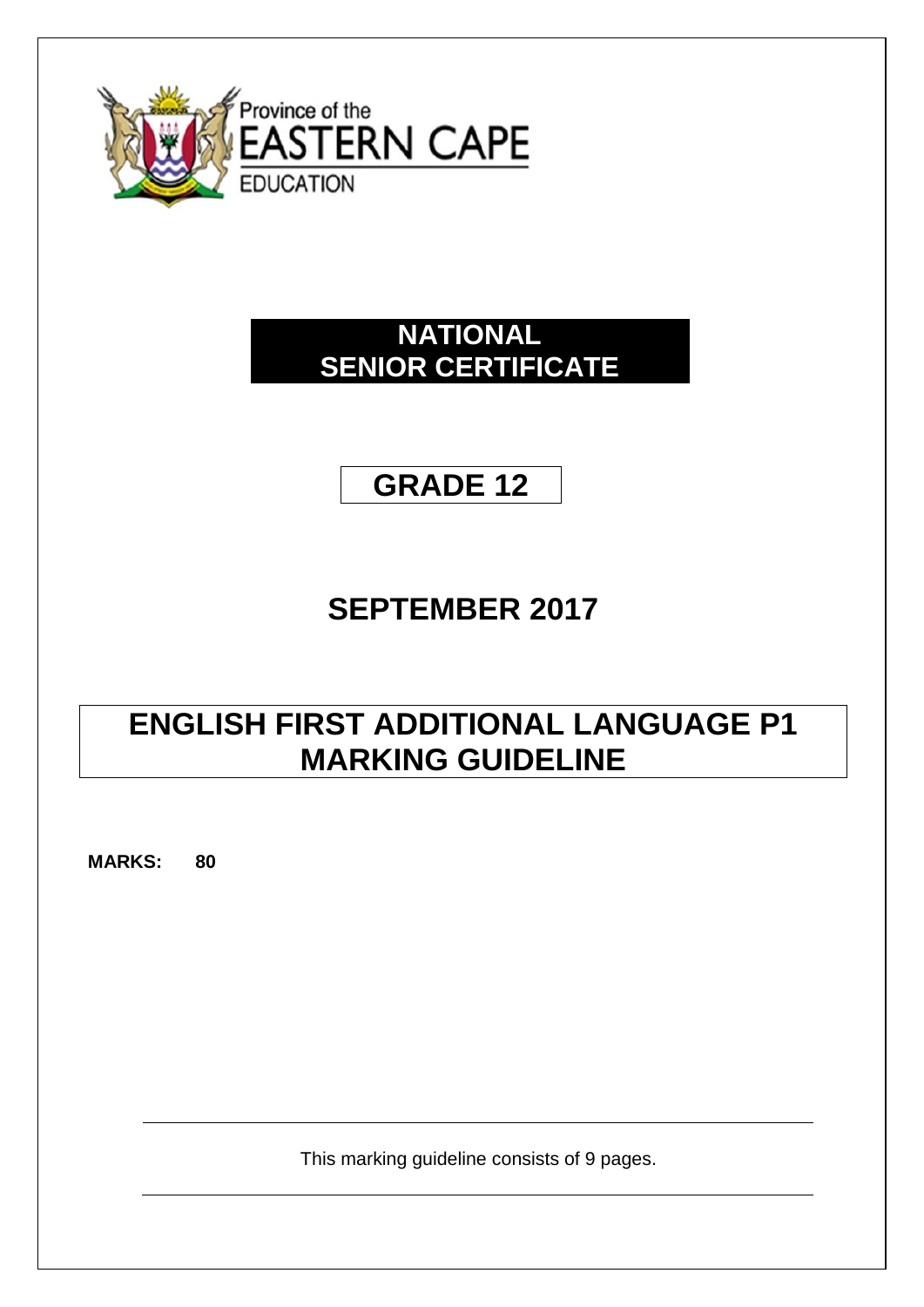Province of the

EASTERN CAPE

EDUCATION

# NATIONAL SENIOR CERTIFICATE

# GRADE 12

# SEPTEMBER 2017

# ENGLISH FIRST ADDITIONAL LANGUAGE P1 MARKING GUIDELINE

**MARKS: 80**

This marking guideline consists of 9 pages.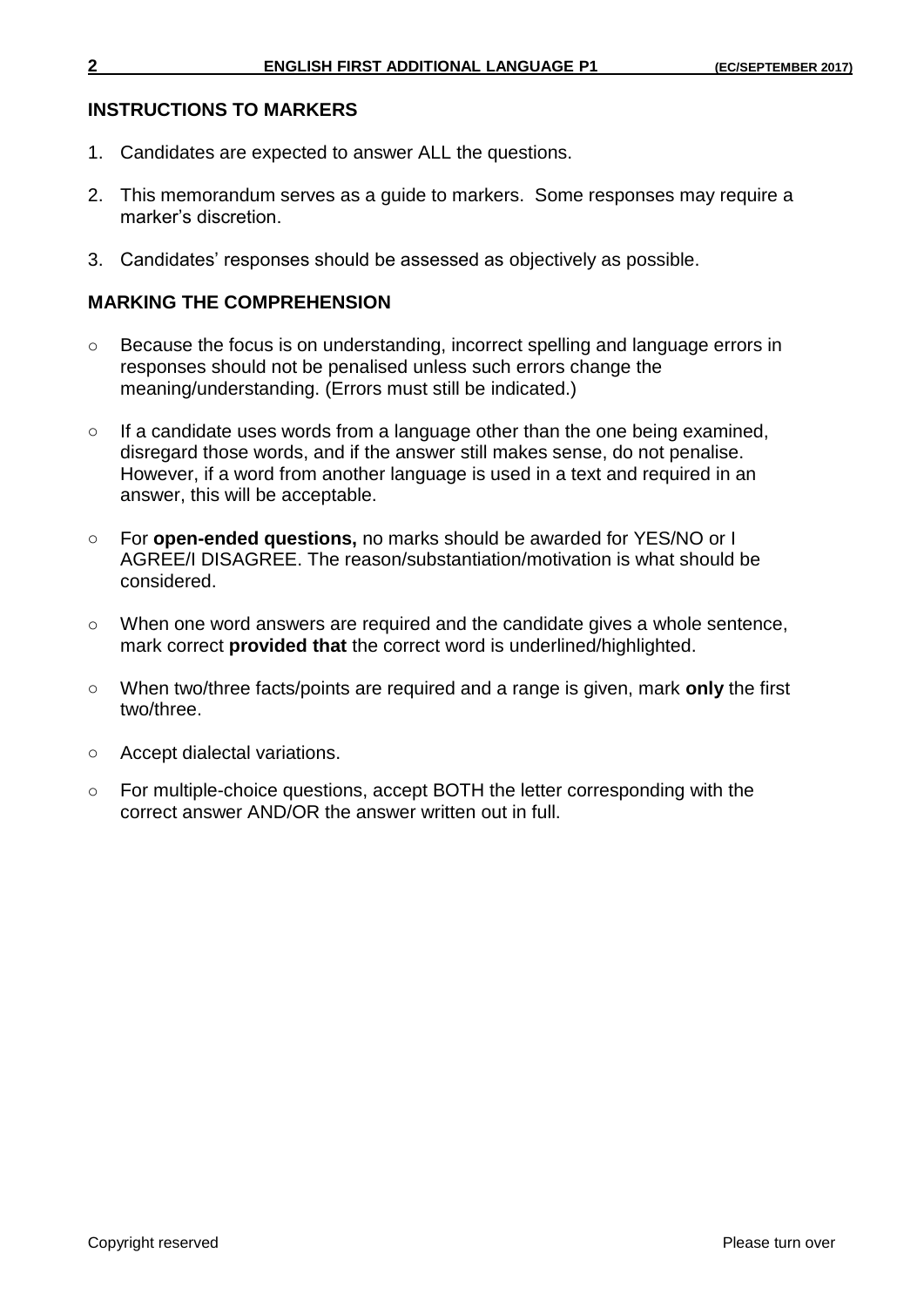## INSTRUCTIONS TO MARKERS

1. Candidates are expected to answer ALL the questions.
2. This memorandum serves as a guide to markers. Some responses may require a marker's discretion.
3. Candidates' responses should be assessed as objectively as possible.

## MARKING THE COMPREHENSION

- Because the focus is on understanding, incorrect spelling and language errors in responses should not be penalised unless such errors change the meaning/understanding. (Errors must still be indicated.)
- If a candidate uses words from a language other than the one being examined, disregard those words, and if the answer still makes sense, do not penalise. However, if a word from another language is used in a text and required in an answer, this will be acceptable.
- For **open-ended questions,** no marks should be awarded for YES/NO or I AGREE/I DISAGREE. The reason/substantiation/motivation is what should be considered.
- When one word answers are required and the candidate gives a whole sentence, mark correct **provided that** the correct word is underlined/highlighted.
- When two/three facts/points are required and a range is given, mark **only** the first two/three.
- Accept dialectal variations.
- For multiple-choice questions, accept BOTH the letter corresponding with the correct answer AND/OR the answer written out in full.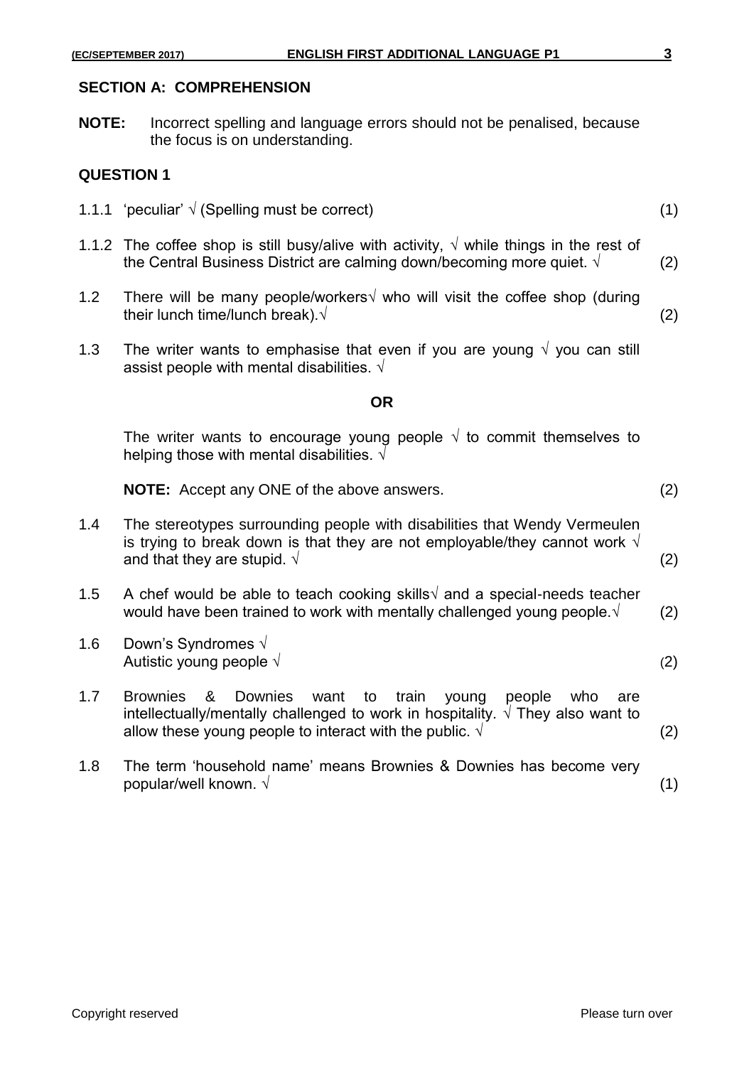## SECTION A: COMPREHENSION

**NOTE:** Incorrect spelling and language errors should not be penalised, because the focus is on understanding.

### QUESTION 1

1.1.1 'peculiar' √ (Spelling must be correct) (1)

1.1.2 The coffee shop is still busy/alive with activity, √ while things in the rest of the Central Business District are calming down/becoming more quiet. √ (2)

1.2 There will be many people/workers√ who will visit the coffee shop (during their lunch time/lunch break).√ (2)

1.3 The writer wants to emphasise that even if you are young √ you can still assist people with mental disabilities. √

**OR**

The writer wants to encourage young people √ to commit themselves to helping those with mental disabilities. √

**NOTE:** Accept any ONE of the above answers. (2)

1.4 The stereotypes surrounding people with disabilities that Wendy Vermeulen is trying to break down is that they are not employable/they cannot work √ and that they are stupid. √ (2)

1.5 A chef would be able to teach cooking skills√ and a special-needs teacher would have been trained to work with mentally challenged young people.√ (2)

1.6 Down's Syndromes √
Autistic young people √ (2)

1.7 Brownies & Downies want to train young people who are intellectually/mentally challenged to work in hospitality. √ They also want to allow these young people to interact with the public. √ (2)

1.8 The term 'household name' means Brownies & Downies has become very popular/well known. √ (1)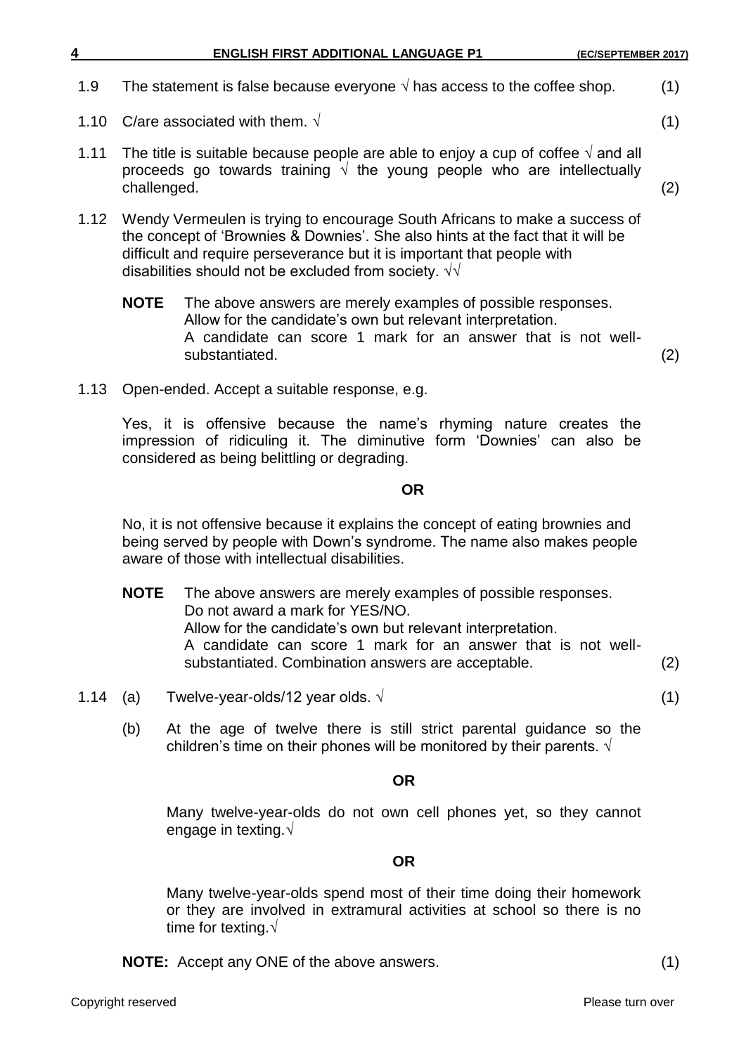1.9 The statement is false because everyone √ has access to the coffee shop. (1)

1.10 C/are associated with them. √ (1)

1.11 The title is suitable because people are able to enjoy a cup of coffee √ and all proceeds go towards training √ the young people who are intellectually challenged. (2)

1.12 Wendy Vermeulen is trying to encourage South Africans to make a success of the concept of 'Brownies & Downies'. She also hints at the fact that it will be difficult and require perseverance but it is important that people with disabilities should not be excluded from society. √√

**NOTE** The above answers are merely examples of possible responses. Allow for the candidate's own but relevant interpretation. A candidate can score 1 mark for an answer that is not well-substantiated. (2)

1.13 Open-ended. Accept a suitable response, e.g.

Yes, it is offensive because the name's rhyming nature creates the impression of ridiculing it. The diminutive form 'Downies' can also be considered as being belittling or degrading.

**OR**

No, it is not offensive because it explains the concept of eating brownies and being served by people with Down's syndrome. The name also makes people aware of those with intellectual disabilities.

**NOTE** The above answers are merely examples of possible responses. Do not award a mark for YES/NO. Allow for the candidate's own but relevant interpretation. A candidate can score 1 mark for an answer that is not well-substantiated. Combination answers are acceptable. (2)

1.14 (a) Twelve-year-olds/12 year olds. √ (1)

(b) At the age of twelve there is still strict parental guidance so the children's time on their phones will be monitored by their parents. √

**OR**

Many twelve-year-olds do not own cell phones yet, so they cannot engage in texting.√

**OR**

Many twelve-year-olds spend most of their time doing their homework or they are involved in extramural activities at school so there is no time for texting.√

**NOTE:** Accept any ONE of the above answers. (1)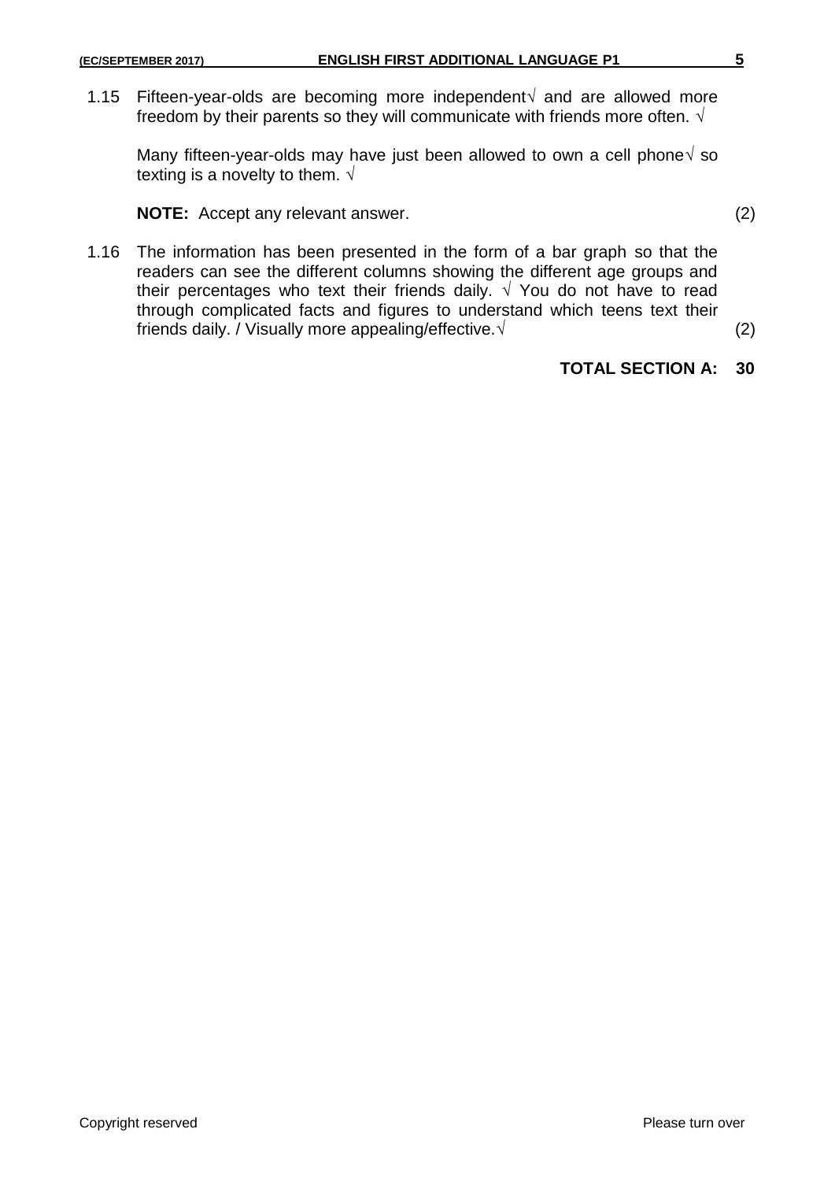1.15 Fifteen-year-olds are becoming more independent√ and are allowed more freedom by their parents so they will communicate with friends more often. √

Many fifteen-year-olds may have just been allowed to own a cell phone√ so texting is a novelty to them. √

**NOTE:** Accept any relevant answer. (2)

1.16 The information has been presented in the form of a bar graph so that the readers can see the different columns showing the different age groups and their percentages who text their friends daily. √ You do not have to read through complicated facts and figures to understand which teens text their friends daily. / Visually more appealing/effective.√ (2)

**TOTAL SECTION A: 30**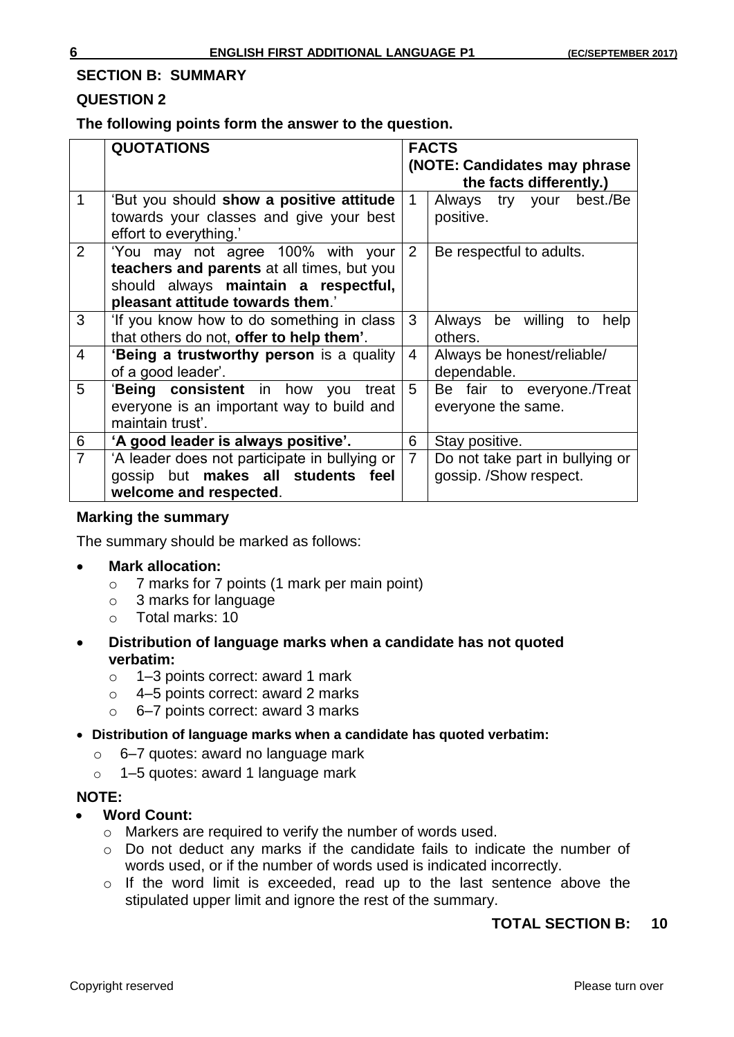## SECTION B: SUMMARY

### QUESTION 2

**The following points form the answer to the question.**

| | QUOTATIONS | | FACTS (NOTE: Candidates may phrase the facts differently.) |
|---|---|---|---|
| 1 | 'But you should **show a positive attitude** towards your classes and give your best effort to everything.' | 1 | Always try your best./Be positive. |
| 2 | 'You may not agree 100% with your **teachers and parents** at all times, but you should always **maintain a respectful, pleasant attitude towards them**.' | 2 | Be respectful to adults. |
| 3 | 'If you know how to do something in class that others do not, **offer to help them'**. | 3 | Always be willing to help others. |
| 4 | **'Being a trustworthy person** is a quality of a good leader'. | 4 | Always be honest/reliable/ dependable. |
| 5 | '**Being consistent** in how you treat everyone is an important way to build and maintain trust'. | 5 | Be fair to everyone./Treat everyone the same. |
| 6 | **'A good leader is always positive'.** | 6 | Stay positive. |
| 7 | 'A leader does not participate in bullying or gossip but **makes all students feel welcome and respected**. | 7 | Do not take part in bullying or gossip. /Show respect. |

**Marking the summary**

The summary should be marked as follows:

- **Mark allocation:**
  - 7 marks for 7 points (1 mark per main point)
  - 3 marks for language
  - Total marks: 10
- **Distribution of language marks when a candidate has not quoted verbatim:**
  - 1–3 points correct: award 1 mark
  - 4–5 points correct: award 2 marks
  - 6–7 points correct: award 3 marks
- **Distribution of language marks when a candidate has quoted verbatim:**
  - 6–7 quotes: award no language mark
  - 1–5 quotes: award 1 language mark

**NOTE:**

- **Word Count:**
  - Markers are required to verify the number of words used.
  - Do not deduct any marks if the candidate fails to indicate the number of words used, or if the number of words used is indicated incorrectly.
  - If the word limit is exceeded, read up to the last sentence above the stipulated upper limit and ignore the rest of the summary.

**TOTAL SECTION B: 10**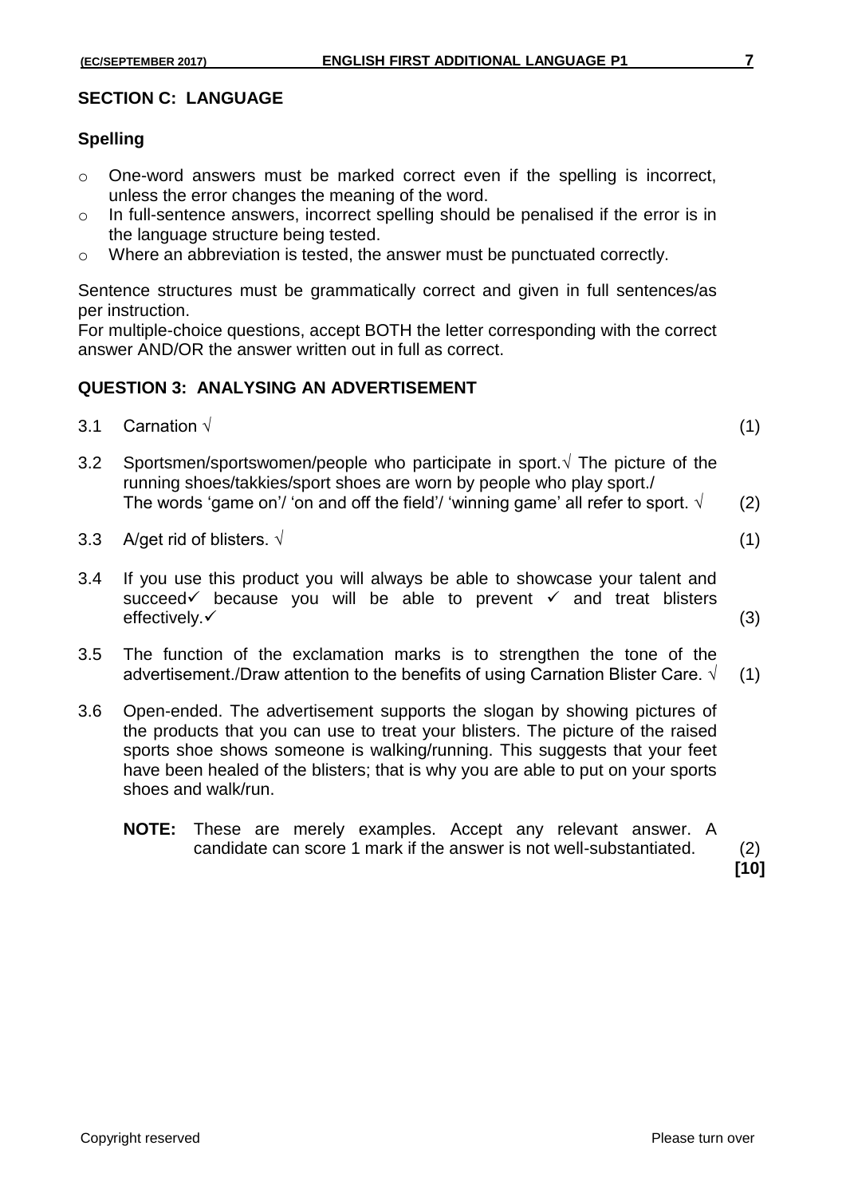## SECTION C: LANGUAGE

### Spelling

- One-word answers must be marked correct even if the spelling is incorrect, unless the error changes the meaning of the word.
- In full-sentence answers, incorrect spelling should be penalised if the error is in the language structure being tested.
- Where an abbreviation is tested, the answer must be punctuated correctly.

Sentence structures must be grammatically correct and given in full sentences/as per instruction.
For multiple-choice questions, accept BOTH the letter corresponding with the correct answer AND/OR the answer written out in full as correct.

## QUESTION 3: ANALYSING AN ADVERTISEMENT

3.1 Carnation √ (1)

3.2 Sportsmen/sportswomen/people who participate in sport.√ The picture of the running shoes/takkies/sport shoes are worn by people who play sport./ The words 'game on'/ 'on and off the field'/ 'winning game' all refer to sport. √ (2)

3.3 A/get rid of blisters. √ (1)

3.4 If you use this product you will always be able to showcase your talent and succeed✓ because you will be able to prevent ✓ and treat blisters effectively.✓ (3)

3.5 The function of the exclamation marks is to strengthen the tone of the advertisement./Draw attention to the benefits of using Carnation Blister Care. √ (1)

3.6 Open-ended. The advertisement supports the slogan by showing pictures of the products that you can use to treat your blisters. The picture of the raised sports shoe shows someone is walking/running. This suggests that your feet have been healed of the blisters; that is why you are able to put on your sports shoes and walk/run.

**NOTE:** These are merely examples. Accept any relevant answer. A candidate can score 1 mark if the answer is not well-substantiated. (2)

**[10]**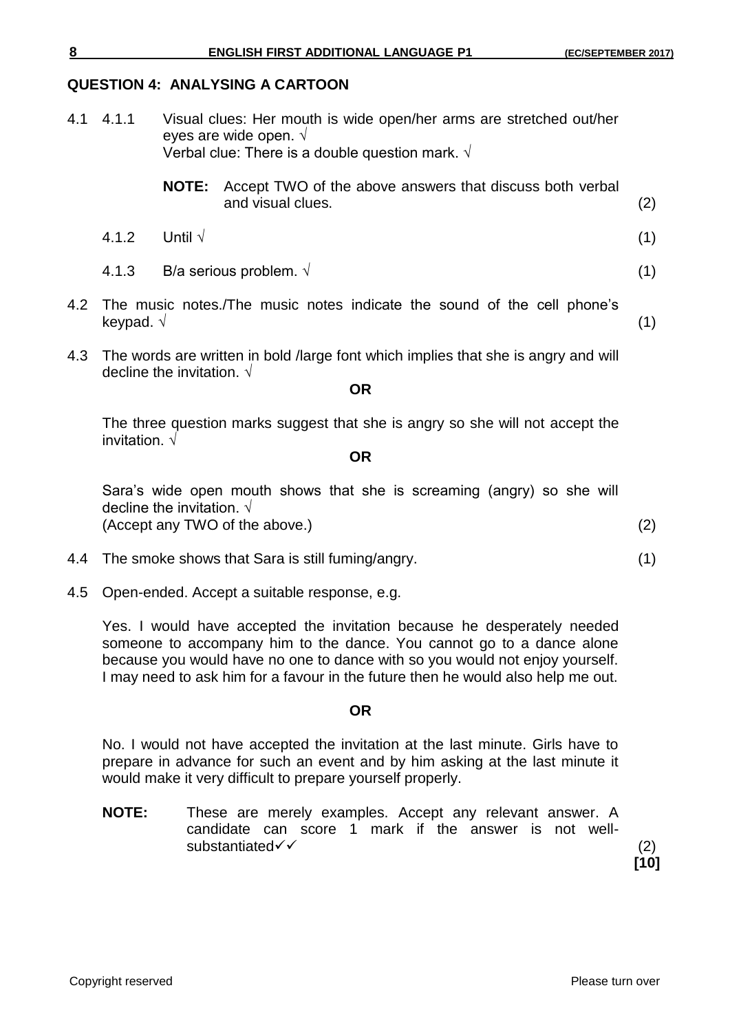## QUESTION 4: ANALYSING A CARTOON

4.1 4.1.1 Visual clues: Her mouth is wide open/her arms are stretched out/her eyes are wide open. √
Verbal clue: There is a double question mark. √

**NOTE:** Accept TWO of the above answers that discuss both verbal and visual clues. (2)

4.1.2 Until √ (1)

4.1.3 B/a serious problem. √ (1)

4.2 The music notes./The music notes indicate the sound of the cell phone's keypad. √ (1)

4.3 The words are written in bold /large font which implies that she is angry and will decline the invitation. √

**OR**

The three question marks suggest that she is angry so she will not accept the invitation. √

**OR**

Sara's wide open mouth shows that she is screaming (angry) so she will decline the invitation. √
(Accept any TWO of the above.) (2)

4.4 The smoke shows that Sara is still fuming/angry. (1)

4.5 Open-ended. Accept a suitable response, e.g.

Yes. I would have accepted the invitation because he desperately needed someone to accompany him to the dance. You cannot go to a dance alone because you would have no one to dance with so you would not enjoy yourself. I may need to ask him for a favour in the future then he would also help me out.

**OR**

No. I would not have accepted the invitation at the last minute. Girls have to prepare in advance for such an event and by him asking at the last minute it would make it very difficult to prepare yourself properly.

**NOTE:** These are merely examples. Accept any relevant answer. A candidate can score 1 mark if the answer is not well-substantiated✓✓ (2)

**[10]**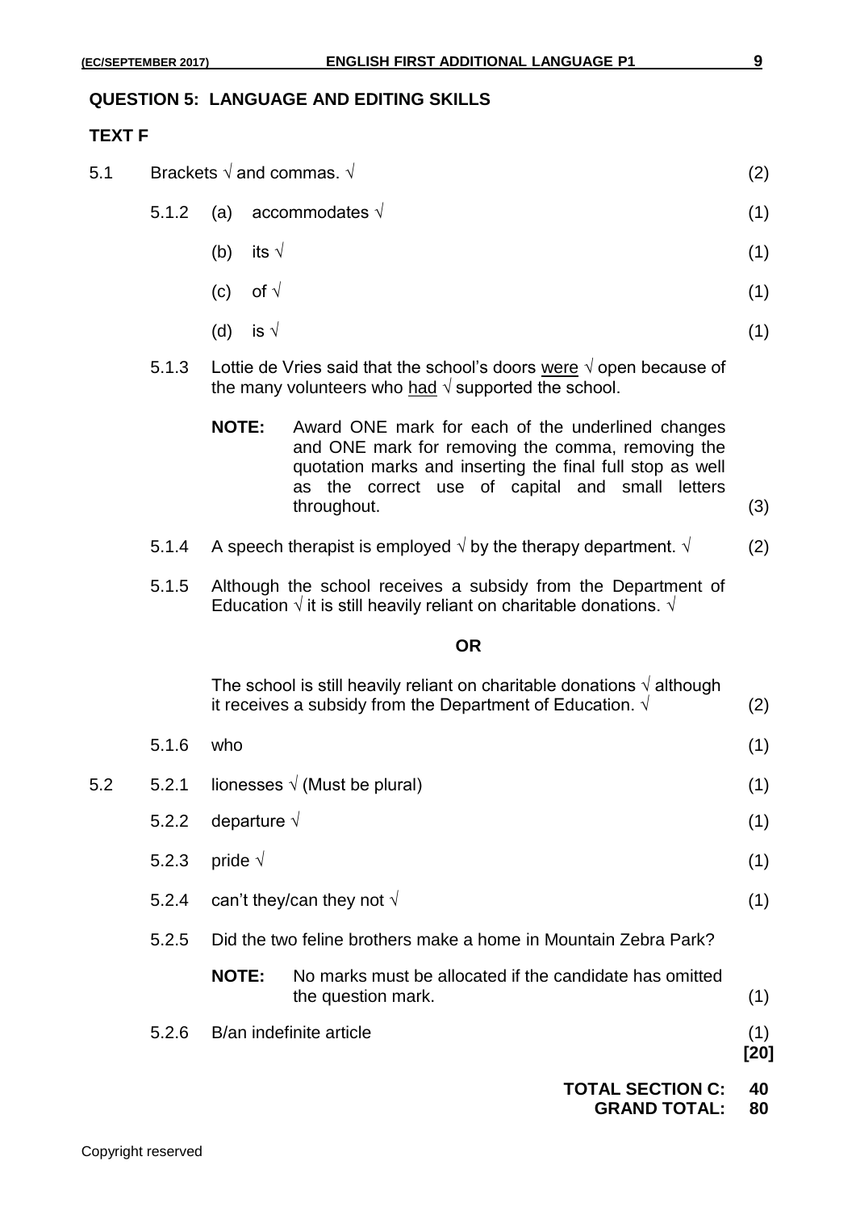## QUESTION 5: LANGUAGE AND EDITING SKILLS

### TEXT F

5.1 Brackets √ and commas. √ (2)

5.1.2 (a) accommodates √ (1)

(b) its √ (1)

(c) of √ (1)

(d) is √ (1)

5.1.3 Lottie de Vries said that the school's doors <u>were</u> √ open because of the many volunteers who <u>had</u> √ supported the school.

**NOTE:** Award ONE mark for each of the underlined changes and ONE mark for removing the comma, removing the quotation marks and inserting the final full stop as well as the correct use of capital and small letters throughout. (3)

5.1.4 A speech therapist is employed √ by the therapy department. √ (2)

5.1.5 Although the school receives a subsidy from the Department of Education √ it is still heavily reliant on charitable donations. √

**OR**

The school is still heavily reliant on charitable donations √ although it receives a subsidy from the Department of Education. √ (2)

5.1.6 who (1)

5.2 5.2.1 lionesses √ (Must be plural) (1)

5.2.2 departure √ (1)

5.2.3 pride √ (1)

5.2.4 can't they/can they not √ (1)

5.2.5 Did the two feline brothers make a home in Mountain Zebra Park?

**NOTE:** No marks must be allocated if the candidate has omitted the question mark. (1)

5.2.6 B/an indefinite article (1)

**[20]**

**TOTAL SECTION C: 40**

**GRAND TOTAL: 80**